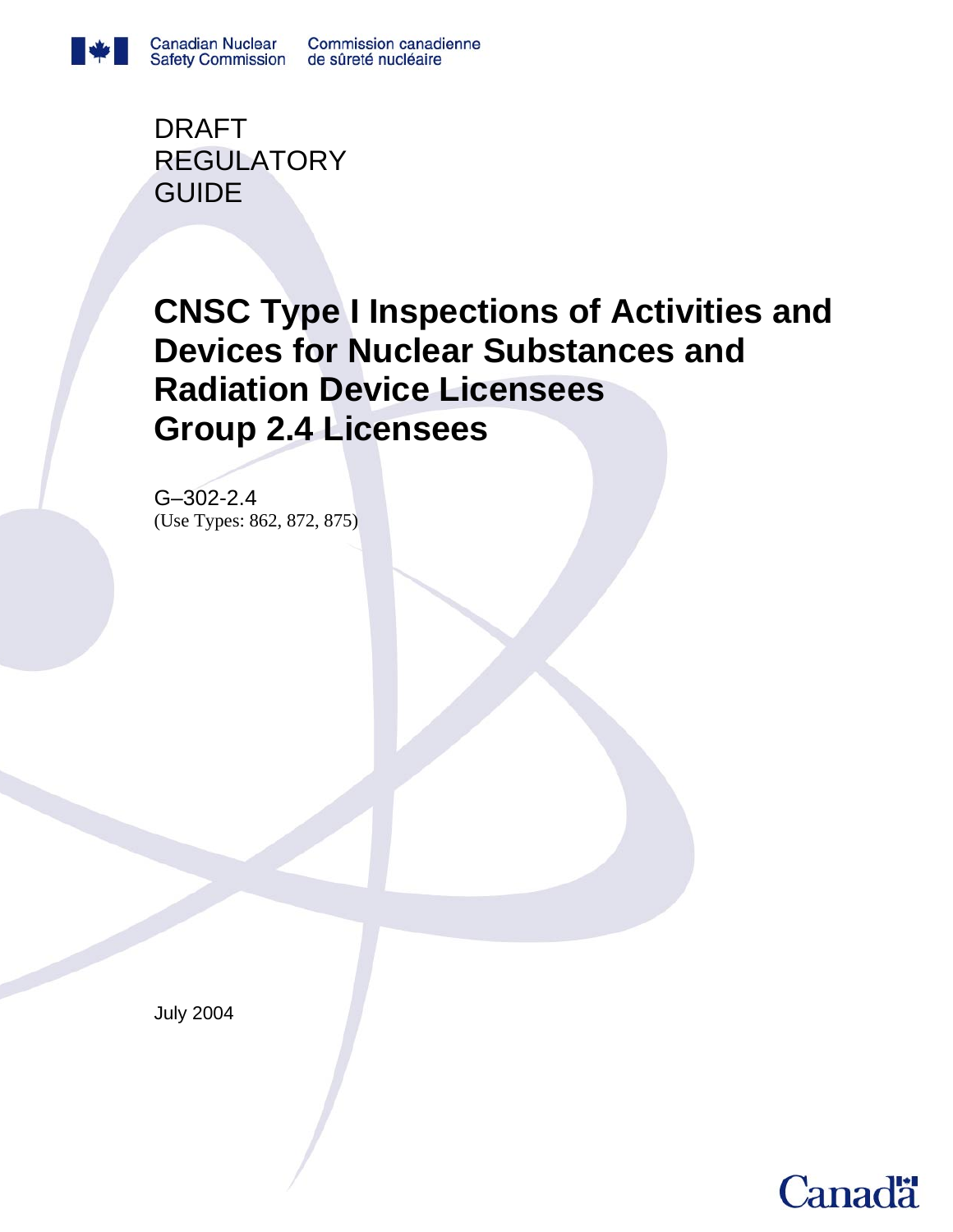Canadian Nuclear Safety Commission | Commission canadienne de sûreté nucléaire

DRAFT
REGULATORY
GUIDE

# CNSC Type I Inspections of Activities and Devices for Nuclear Substances and Radiation Device Licensees Group 2.4 Licensees

G–302-2.4
(Use Types: 862, 872, 875)

July 2004

Canada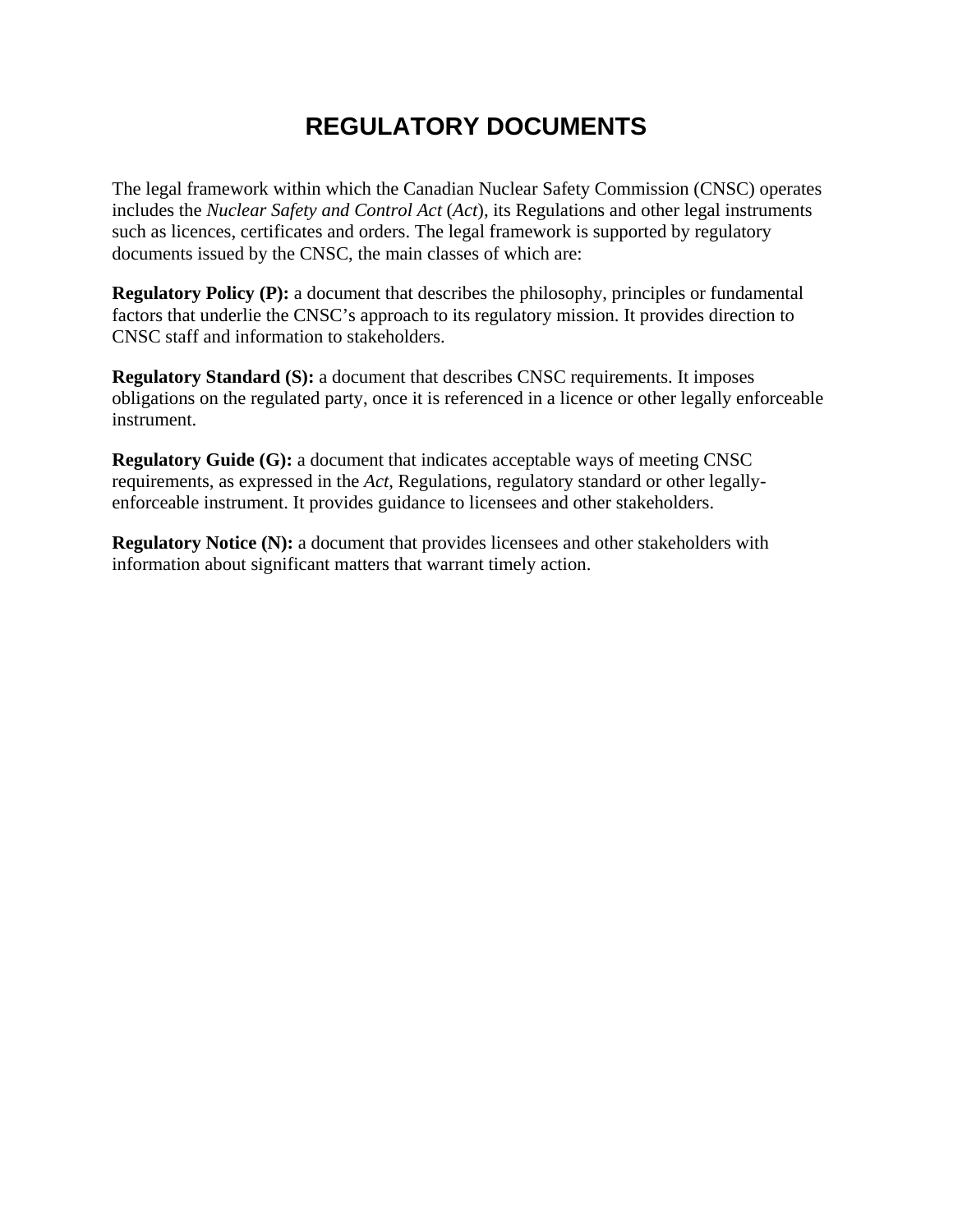# REGULATORY DOCUMENTS

The legal framework within which the Canadian Nuclear Safety Commission (CNSC) operates includes the *Nuclear Safety and Control Act* (*Act*), its Regulations and other legal instruments such as licences, certificates and orders. The legal framework is supported by regulatory documents issued by the CNSC, the main classes of which are:

**Regulatory Policy (P):** a document that describes the philosophy, principles or fundamental factors that underlie the CNSC's approach to its regulatory mission. It provides direction to CNSC staff and information to stakeholders.

**Regulatory Standard (S):** a document that describes CNSC requirements. It imposes obligations on the regulated party, once it is referenced in a licence or other legally enforceable instrument.

**Regulatory Guide (G):** a document that indicates acceptable ways of meeting CNSC requirements, as expressed in the *Act*, Regulations, regulatory standard or other legally-enforceable instrument. It provides guidance to licensees and other stakeholders.

**Regulatory Notice (N):** a document that provides licensees and other stakeholders with information about significant matters that warrant timely action.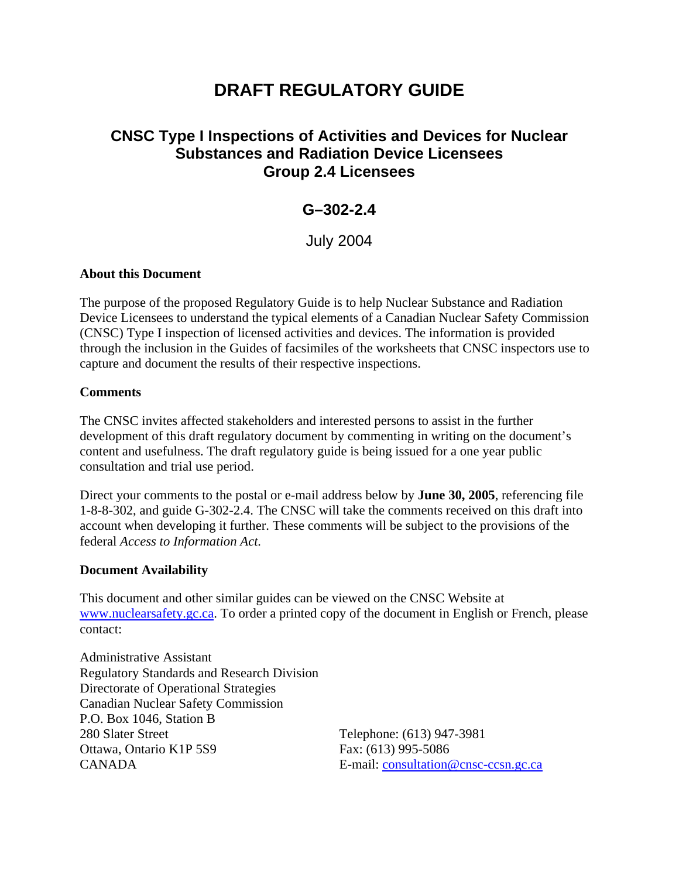# DRAFT REGULATORY GUIDE

## CNSC Type I Inspections of Activities and Devices for Nuclear Substances and Radiation Device Licensees Group 2.4 Licensees

## G–302-2.4

July 2004

**About this Document**

The purpose of the proposed Regulatory Guide is to help Nuclear Substance and Radiation Device Licensees to understand the typical elements of a Canadian Nuclear Safety Commission (CNSC) Type I inspection of licensed activities and devices. The information is provided through the inclusion in the Guides of facsimiles of the worksheets that CNSC inspectors use to capture and document the results of their respective inspections.

**Comments**

The CNSC invites affected stakeholders and interested persons to assist in the further development of this draft regulatory document by commenting in writing on the document's content and usefulness. The draft regulatory guide is being issued for a one year public consultation and trial use period.

Direct your comments to the postal or e-mail address below by **June 30, 2005**, referencing file 1-8-8-302, and guide G-302-2.4. The CNSC will take the comments received on this draft into account when developing it further. These comments will be subject to the provisions of the federal *Access to Information Act.*

**Document Availability**

This document and other similar guides can be viewed on the CNSC Website at www.nuclearsafety.gc.ca. To order a printed copy of the document in English or French, please contact:

Administrative Assistant
Regulatory Standards and Research Division
Directorate of Operational Strategies
Canadian Nuclear Safety Commission
P.O. Box 1046, Station B
280 Slater Street
Ottawa, Ontario K1P 5S9
CANADA

Telephone: (613) 947-3981
Fax: (613) 995-5086
E-mail: consultation@cnsc-ccsn.gc.ca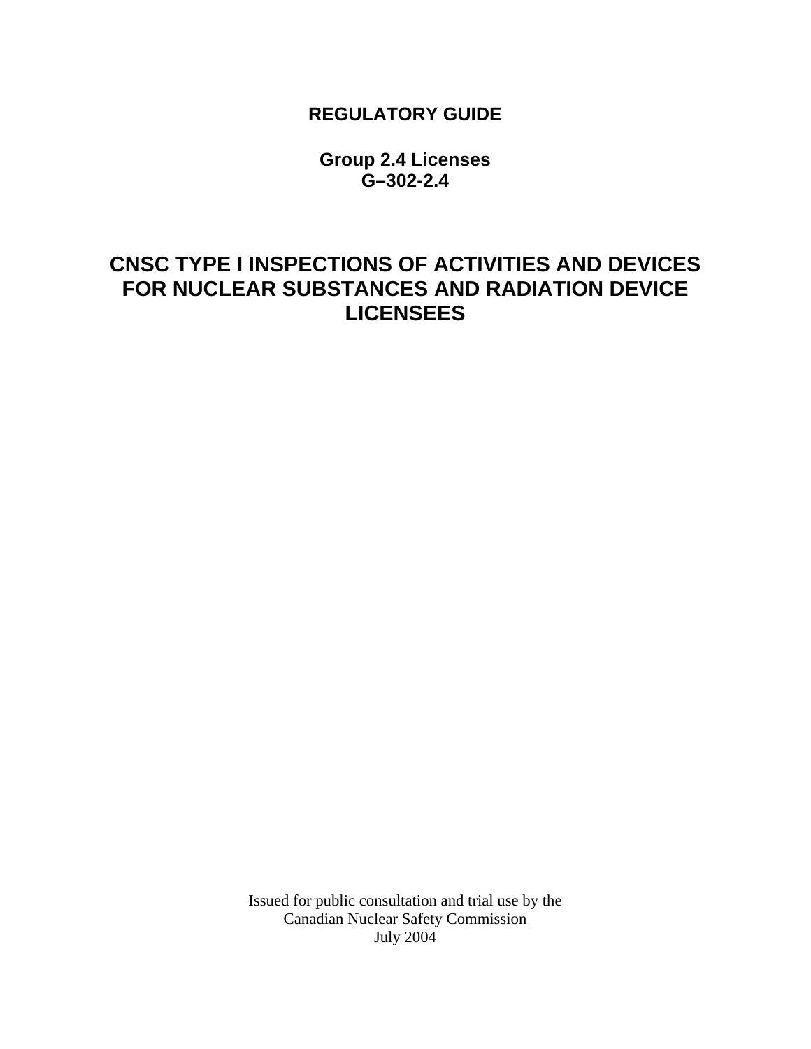**REGULATORY GUIDE**

**Group 2.4 Licenses**
**G–302-2.4**

# CNSC TYPE I INSPECTIONS OF ACTIVITIES AND DEVICES FOR NUCLEAR SUBSTANCES AND RADIATION DEVICE LICENSEES

Issued for public consultation and trial use by the
Canadian Nuclear Safety Commission
July 2004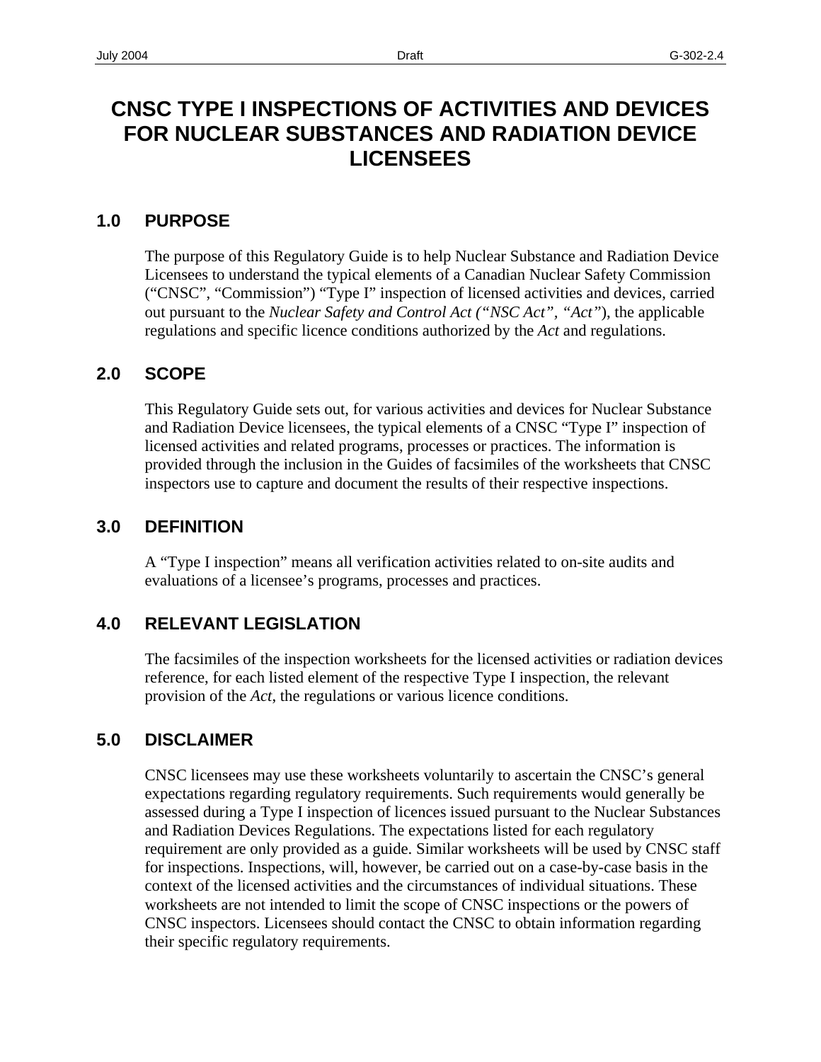# CNSC TYPE I INSPECTIONS OF ACTIVITIES AND DEVICES FOR NUCLEAR SUBSTANCES AND RADIATION DEVICE LICENSEES

## 1.0 PURPOSE

The purpose of this Regulatory Guide is to help Nuclear Substance and Radiation Device Licensees to understand the typical elements of a Canadian Nuclear Safety Commission ("CNSC", "Commission") "Type I" inspection of licensed activities and devices, carried out pursuant to the *Nuclear Safety and Control Act ("NSC Act", "Act")*, the applicable regulations and specific licence conditions authorized by the *Act* and regulations.

## 2.0 SCOPE

This Regulatory Guide sets out, for various activities and devices for Nuclear Substance and Radiation Device licensees, the typical elements of a CNSC "Type I" inspection of licensed activities and related programs, processes or practices. The information is provided through the inclusion in the Guides of facsimiles of the worksheets that CNSC inspectors use to capture and document the results of their respective inspections.

## 3.0 DEFINITION

A "Type I inspection" means all verification activities related to on-site audits and evaluations of a licensee's programs, processes and practices.

## 4.0 RELEVANT LEGISLATION

The facsimiles of the inspection worksheets for the licensed activities or radiation devices reference, for each listed element of the respective Type I inspection, the relevant provision of the *Act*, the regulations or various licence conditions.

## 5.0 DISCLAIMER

CNSC licensees may use these worksheets voluntarily to ascertain the CNSC's general expectations regarding regulatory requirements. Such requirements would generally be assessed during a Type I inspection of licences issued pursuant to the Nuclear Substances and Radiation Devices Regulations. The expectations listed for each regulatory requirement are only provided as a guide. Similar worksheets will be used by CNSC staff for inspections. Inspections, will, however, be carried out on a case-by-case basis in the context of the licensed activities and the circumstances of individual situations. These worksheets are not intended to limit the scope of CNSC inspections or the powers of CNSC inspectors. Licensees should contact the CNSC to obtain information regarding their specific regulatory requirements.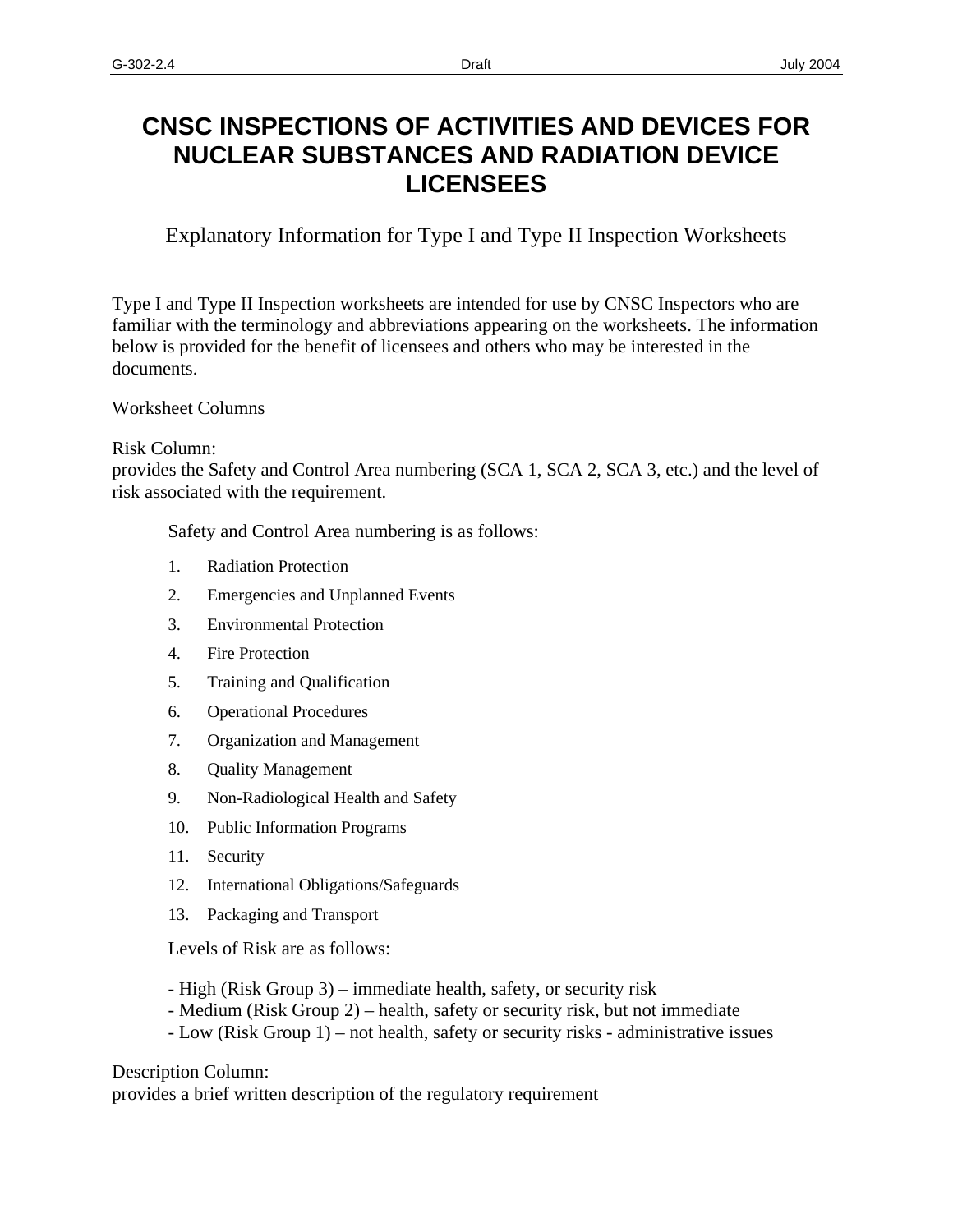# CNSC INSPECTIONS OF ACTIVITIES AND DEVICES FOR NUCLEAR SUBSTANCES AND RADIATION DEVICE LICENSEES

## Explanatory Information for Type I and Type II Inspection Worksheets

Type I and Type II Inspection worksheets are intended for use by CNSC Inspectors who are familiar with the terminology and abbreviations appearing on the worksheets. The information below is provided for the benefit of licensees and others who may be interested in the documents.

Worksheet Columns

Risk Column:
provides the Safety and Control Area numbering (SCA 1, SCA 2, SCA 3, etc.) and the level of risk associated with the requirement.

Safety and Control Area numbering is as follows:

1. Radiation Protection
2. Emergencies and Unplanned Events
3. Environmental Protection
4. Fire Protection
5. Training and Qualification
6. Operational Procedures
7. Organization and Management
8. Quality Management
9. Non-Radiological Health and Safety
10. Public Information Programs
11. Security
12. International Obligations/Safeguards
13. Packaging and Transport

Levels of Risk are as follows:

- High (Risk Group 3) – immediate health, safety, or security risk
- Medium (Risk Group 2) – health, safety or security risk, but not immediate
- Low (Risk Group 1) – not health, safety or security risks - administrative issues

Description Column:
provides a brief written description of the regulatory requirement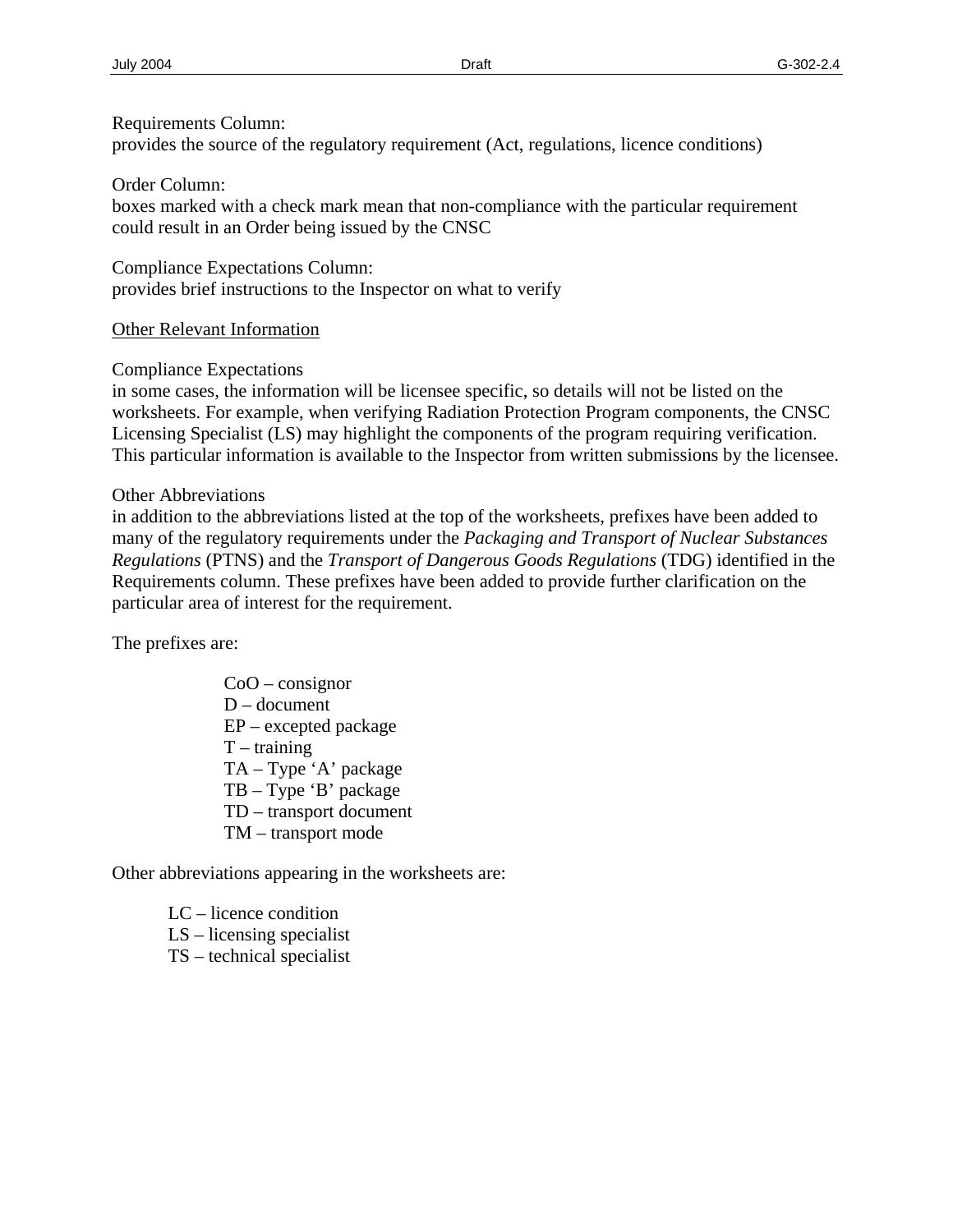Requirements Column:
provides the source of the regulatory requirement (Act, regulations, licence conditions)

Order Column:
boxes marked with a check mark mean that non-compliance with the particular requirement could result in an Order being issued by the CNSC

Compliance Expectations Column:
provides brief instructions to the Inspector on what to verify

<u>Other Relevant Information</u>

Compliance Expectations
in some cases, the information will be licensee specific, so details will not be listed on the worksheets. For example, when verifying Radiation Protection Program components, the CNSC Licensing Specialist (LS) may highlight the components of the program requiring verification. This particular information is available to the Inspector from written submissions by the licensee.

Other Abbreviations
in addition to the abbreviations listed at the top of the worksheets, prefixes have been added to many of the regulatory requirements under the *Packaging and Transport of Nuclear Substances Regulations* (PTNS) and the *Transport of Dangerous Goods Regulations* (TDG) identified in the Requirements column. These prefixes have been added to provide further clarification on the particular area of interest for the requirement.

The prefixes are:

- CoO – consignor
- D – document
- EP – excepted package
- T – training
- TA – Type 'A' package
- TB – Type 'B' package
- TD – transport document
- TM – transport mode

Other abbreviations appearing in the worksheets are:

- LC – licence condition
- LS – licensing specialist
- TS – technical specialist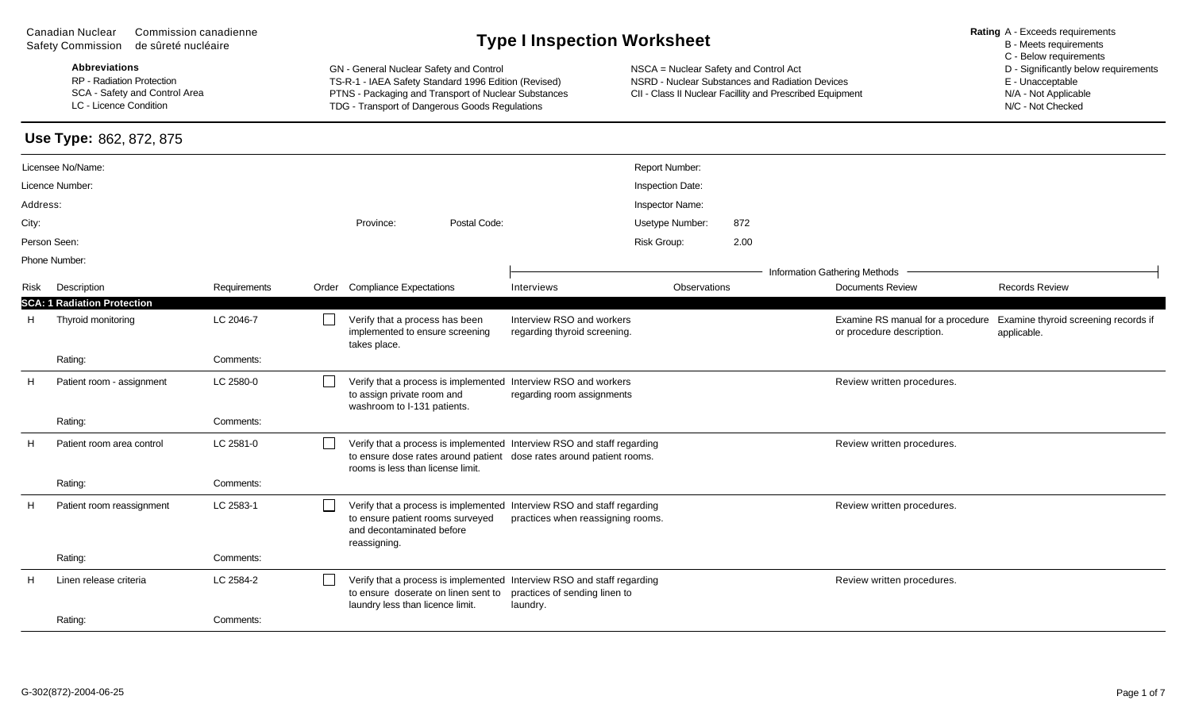Canadian Nuclear Safety Commission — Commission canadienne de sûreté nucléaire

# Type I Inspection Worksheet

**Rating** A - Exceeds requirements
B - Meets requirements
C - Below requirements
D - Significantly below requirements
E - Unacceptable
N/A - Not Applicable
N/C - Not Checked

**Abbreviations**
RP - Radiation Protection
SCA - Safety and Control Area
LC - Licence Condition

GN - General Nuclear Safety and Control
TS-R-1 - IAEA Safety Standard 1996 Edition (Revised)
PTNS - Packaging and Transport of Nuclear Substances
TDG - Transport of Dangerous Goods Regulations

NSCA = Nuclear Safety and Control Act
NSRD - Nuclear Substances and Radiation Devices
CII - Class II Nuclear Facillity and Prescribed Equipment

## Use Type: 862, 872, 875

Licensee No/Name:
Licence Number:
Address:
City: Province: Postal Code:
Person Seen:
Phone Number:

Report Number:
Inspection Date:
Inspector Name:
Usetype Number: 872
Risk Group: 2.00

| Risk | Description | Requirements | Order | Compliance Expectations | Interviews | Observations | Documents Review | Records Review |
|---|---|---|---|---|---|---|---|---|
| | | | | | Information Gathering Methods | | | |
| **SCA: 1 Radiation Protection** | | | | | | | | |
| H | Thyroid monitoring | LC 2046-7 | ☐ | Verify that a process has been implemented to ensure screening takes place. | Interview RSO and workers regarding thyroid screening. | | Examine RS manual for a procedure or procedure description. | Examine thyroid screening records if applicable. |
| | Rating: | Comments: | | | | | | |
| H | Patient room - assignment | LC 2580-0 | ☐ | Verify that a process is implemented to assign private room and washroom to I-131 patients. | Interview RSO and workers regarding room assignments | | Review written procedures. | |
| | Rating: | Comments: | | | | | | |
| H | Patient room area control | LC 2581-0 | ☐ | Verify that a process is implemented to ensure dose rates around patient rooms is less than license limit. | Interview RSO and staff regarding dose rates around patient rooms. | | Review written procedures. | |
| | Rating: | Comments: | | | | | | |
| H | Patient room reassignment | LC 2583-1 | ☐ | Verify that a process is implemented to ensure patient rooms surveyed and decontaminated before reassigning. | Interview RSO and staff regarding practices when reassigning rooms. | | Review written procedures. | |
| | Rating: | Comments: | | | | | | |
| H | Linen release criteria | LC 2584-2 | ☐ | Verify that a process is implemented to ensure doserate on linen sent to laundry less than licence limit. | Interview RSO and staff regarding practices of sending linen to laundry. | | Review written procedures. | |
| | Rating: | Comments: | | | | | | |

G-302(872)-2004-06-25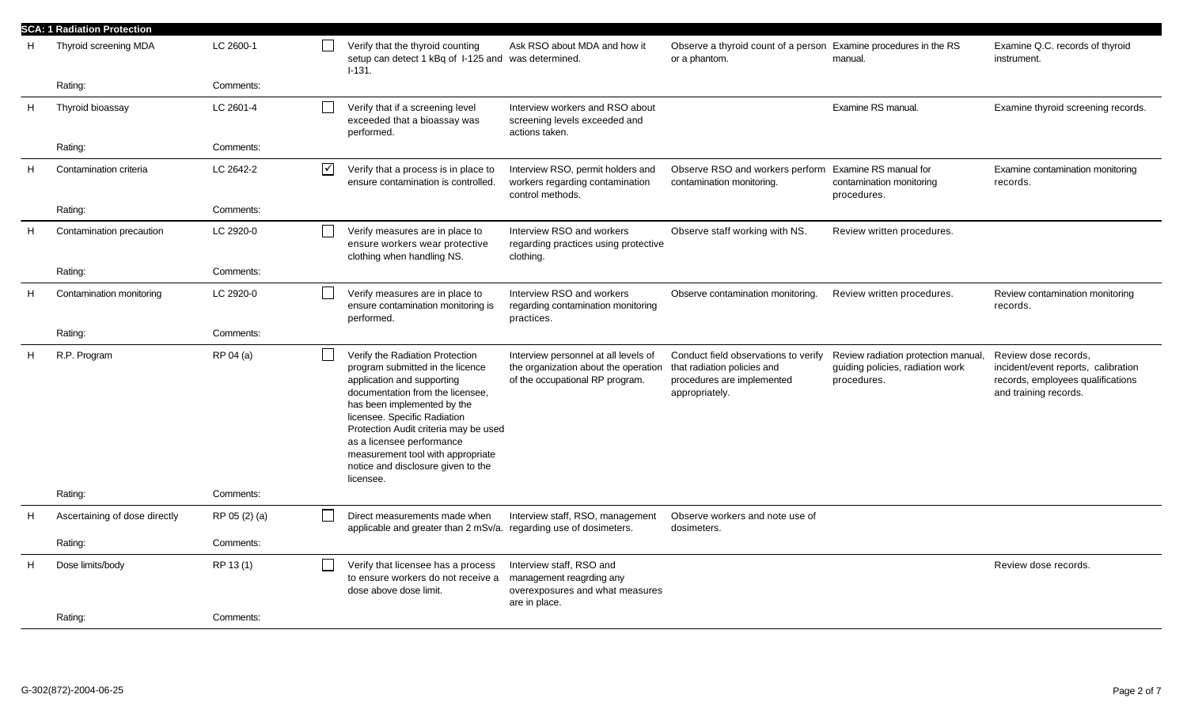**SCA: 1 Radiation Protection**

| | | | | | | | | |
|---|---|---|---|---|---|---|---|---|
| H | Thyroid screening MDA | LC 2600-1 | ☐ | Verify that the thyroid counting setup can detect 1 kBq of I-125 and I-131. | Ask RSO about MDA and how it was determined. | Observe a thyroid count of a person or a phantom. | Examine procedures in the RS manual. | Examine Q.C. records of thyroid instrument. |
| | Rating: | Comments: | | | | | | |
| H | Thyroid bioassay | LC 2601-4 | ☐ | Verify that if a screening level exceeded that a bioassay was performed. | Interview workers and RSO about screening levels exceeded and actions taken. | | Examine RS manual. | Examine thyroid screening records. |
| | Rating: | Comments: | | | | | | |
| H | Contamination criteria | LC 2642-2 | ☑ | Verify that a process is in place to ensure contamination is controlled. | Interview RSO, permit holders and workers regarding contamination control methods. | Observe RSO and workers perform contamination monitoring. | Examine RS manual for contamination monitoring procedures. | Examine contamination monitoring records. |
| | Rating: | Comments: | | | | | | |
| H | Contamination precaution | LC 2920-0 | ☐ | Verify measures are in place to ensure workers wear protective clothing when handling NS. | Interview RSO and workers regarding practices using protective clothing. | Observe staff working with NS. | Review written procedures. | |
| | Rating: | Comments: | | | | | | |
| H | Contamination monitoring | LC 2920-0 | ☐ | Verify measures are in place to ensure contamination monitoring is performed. | Interview RSO and workers regarding contamination monitoring practices. | Observe contamination monitoring. | Review written procedures. | Review contamination monitoring records. |
| | Rating: | Comments: | | | | | | |
| H | R.P. Program | RP 04 (a) | ☐ | Verify the Radiation Protection program submitted in the licence application and supporting documentation from the licensee, has been implemented by the licensee. Specific Radiation Protection Audit criteria may be used as a licensee performance measurement tool with appropriate notice and disclosure given to the licensee. | Interview personnel at all levels of the organization about the operation of the occupational RP program. | Conduct field observations to verify that radiation policies and procedures are implemented appropriately. | Review radiation protection manual, guiding policies, radiation work procedures. | Review dose records, incident/event reports, calibration records, employees qualifications and training records. |
| | Rating: | Comments: | | | | | | |
| H | Ascertaining of dose directly | RP 05 (2) (a) | ☐ | Direct measurements made when applicable and greater than 2 mSv/a. | Interview staff, RSO, management regarding use of dosimeters. | Observe workers and note use of dosimeters. | | |
| | Rating: | Comments: | | | | | | |
| H | Dose limits/body | RP 13 (1) | ☐ | Verify that licensee has a process to ensure workers do not receive a dose above dose limit. | Interview staff, RSO and management reagrding any overexposures and what measures are in place. | | | Review dose records. |
| | Rating: | Comments: | | | | | | |

G-302(872)-2004-06-25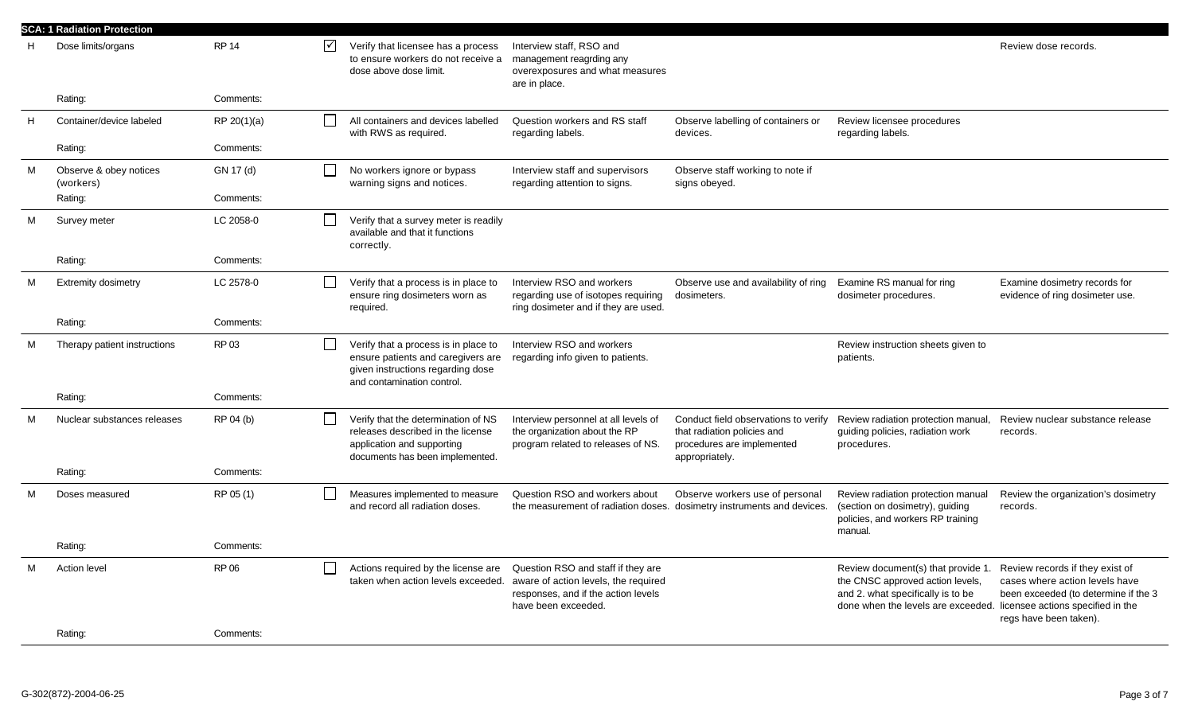**SCA: 1 Radiation Protection**

| | | | | | | | | |
|---|---|---|---|---|---|---|---|---|
| H | Dose limits/organs | RP 14 | ☑ | Verify that licensee has a process to ensure workers do not receive a dose above dose limit. | Interview staff, RSO and management reagrding any overexposures and what measures are in place. | | | Review dose records. |
| | Rating: | Comments: | | | | | | |
| H | Container/device labeled | RP 20(1)(a) | ☐ | All containers and devices labelled with RWS as required. | Question workers and RS staff regarding labels. | Observe labelling of containers or devices. | Review licensee procedures regarding labels. | |
| | Rating: | Comments: | | | | | | |
| M | Observe & obey notices (workers) | GN 17 (d) | ☐ | No workers ignore or bypass warning signs and notices. | Interview staff and supervisors regarding attention to signs. | Observe staff working to note if signs obeyed. | | |
| | Rating: | Comments: | | | | | | |
| M | Survey meter | LC 2058-0 | ☐ | Verify that a survey meter is readily available and that it functions correctly. | | | | |
| | Rating: | Comments: | | | | | | |
| M | Extremity dosimetry | LC 2578-0 | ☐ | Verify that a process is in place to ensure ring dosimeters worn as required. | Interview RSO and workers regarding use of isotopes requiring ring dosimeter and if they are used. | Observe use and availability of ring dosimeters. | Examine RS manual for ring dosimeter procedures. | Examine dosimetry records for evidence of ring dosimeter use. |
| | Rating: | Comments: | | | | | | |
| M | Therapy patient instructions | RP 03 | ☐ | Verify that a process is in place to ensure patients and caregivers are given instructions regarding dose and contamination control. | Interview RSO and workers regarding info given to patients. | | Review instruction sheets given to patients. | |
| | Rating: | Comments: | | | | | | |
| M | Nuclear substances releases | RP 04 (b) | ☐ | Verify that the determination of NS releases described in the license application and supporting documents has been implemented. | Interview personnel at all levels of the organization about the RP program related to releases of NS. | Conduct field observations to verify that radiation policies and procedures are implemented appropriately. | Review radiation protection manual, guiding policies, radiation work procedures. | Review nuclear substance release records. |
| | Rating: | Comments: | | | | | | |
| M | Doses measured | RP 05 (1) | ☐ | Measures implemented to measure and record all radiation doses. | Question RSO and workers about the measurement of radiation doses. | Observe workers use of personal dosimetry instruments and devices. | Review radiation protection manual (section on dosimetry), guiding policies, and workers RP training manual. | Review the organization's dosimetry records. |
| | Rating: | Comments: | | | | | | |
| M | Action level | RP 06 | ☐ | Actions required by the license are taken when action levels exceeded. | Question RSO and staff if they are aware of action levels, the required responses, and if the action levels have been exceeded. | | Review document(s) that provide 1. the CNSC approved action levels, and 2. what specifically is to be done when the levels are exceeded. | Review records if they exist of cases where action levels have been exceeded (to determine if the 3 licensee actions specified in the regs have been taken). |
| | Rating: | Comments: | | | | | | |

G-302(872)-2004-06-25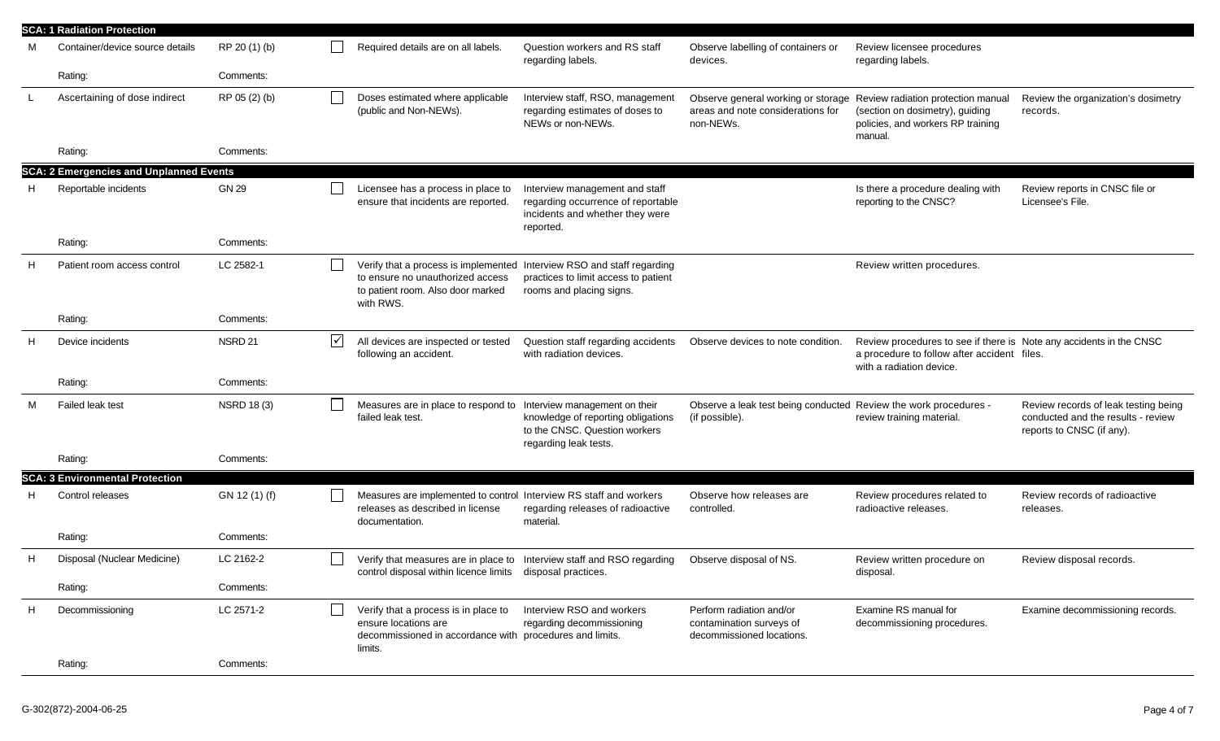| | | | | | | | | |
|---|---|---|---|---|---|---|---|---|
| **SCA: 1 Radiation Protection** | | | | | | | | |
| M | Container/device source details | RP 20 (1) (b) | ☐ | Required details are on all labels. | Question workers and RS staff regarding labels. | Observe labelling of containers or devices. | Review licensee procedures regarding labels. | |
| | Rating: | Comments: | | | | | | |
| L | Ascertaining of dose indirect | RP 05 (2) (b) | ☐ | Doses estimated where applicable (public and Non-NEWs). | Interview staff, RSO, management regarding estimates of doses to NEWs or non-NEWs. | Observe general working or storage areas and note considerations for non-NEWs. | Review radiation protection manual (section on dosimetry), guiding policies, and workers RP training manual. | Review the organization's dosimetry records. |
| | Rating: | Comments: | | | | | | |
| **SCA: 2 Emergencies and Unplanned Events** | | | | | | | | |
| H | Reportable incidents | GN 29 | ☐ | Licensee has a process in place to ensure that incidents are reported. | Interview management and staff regarding occurrence of reportable incidents and whether they were reported. | | Is there a procedure dealing with reporting to the CNSC? | Review reports in CNSC file or Licensee's File. |
| | Rating: | Comments: | | | | | | |
| H | Patient room access control | LC 2582-1 | ☐ | Verify that a process is implemented to ensure no unauthorized access to patient room. Also door marked with RWS. | Interview RSO and staff regarding practices to limit access to patient rooms and placing signs. | | Review written procedures. | |
| | Rating: | Comments: | | | | | | |
| H | Device incidents | NSRD 21 | ☑ | All devices are inspected or tested following an accident. | Question staff regarding accidents with radiation devices. | Observe devices to note condition. | Review procedures to see if there is a procedure to follow after accident with a radiation device. | Note any accidents in the CNSC files. |
| | Rating: | Comments: | | | | | | |
| M | Failed leak test | NSRD 18 (3) | ☐ | Measures are in place to respond to failed leak test. | Interview management on their knowledge of reporting obligations to the CNSC. Question workers regarding leak tests. | Observe a leak test being conducted (if possible). | Review the work procedures - review training material. | Review records of leak testing being conducted and the results - review reports to CNSC (if any). |
| | Rating: | Comments: | | | | | | |
| **SCA: 3 Environmental Protection** | | | | | | | | |
| H | Control releases | GN 12 (1) (f) | ☐ | Measures are implemented to control releases as described in license documentation. | Interview RS staff and workers regarding releases of radioactive material. | Observe how releases are controlled. | Review procedures related to radioactive releases. | Review records of radioactive releases. |
| | Rating: | Comments: | | | | | | |
| H | Disposal (Nuclear Medicine) | LC 2162-2 | ☐ | Verify that measures are in place to control disposal within licence limits | Interview staff and RSO regarding disposal practices. | Observe disposal of NS. | Review written procedure on disposal. | Review disposal records. |
| | Rating: | Comments: | | | | | | |
| H | Decommissioning | LC 2571-2 | ☐ | Verify that a process is in place to ensure locations are decommissioned in accordance with limits. | Interview RSO and workers regarding decommissioning procedures and limits. | Perform radiation and/or contamination surveys of decommissioned locations. | Examine RS manual for decommissioning procedures. | Examine decommissioning records. |
| | Rating: | Comments: | | | | | | |

G-302(872)-2004-06-25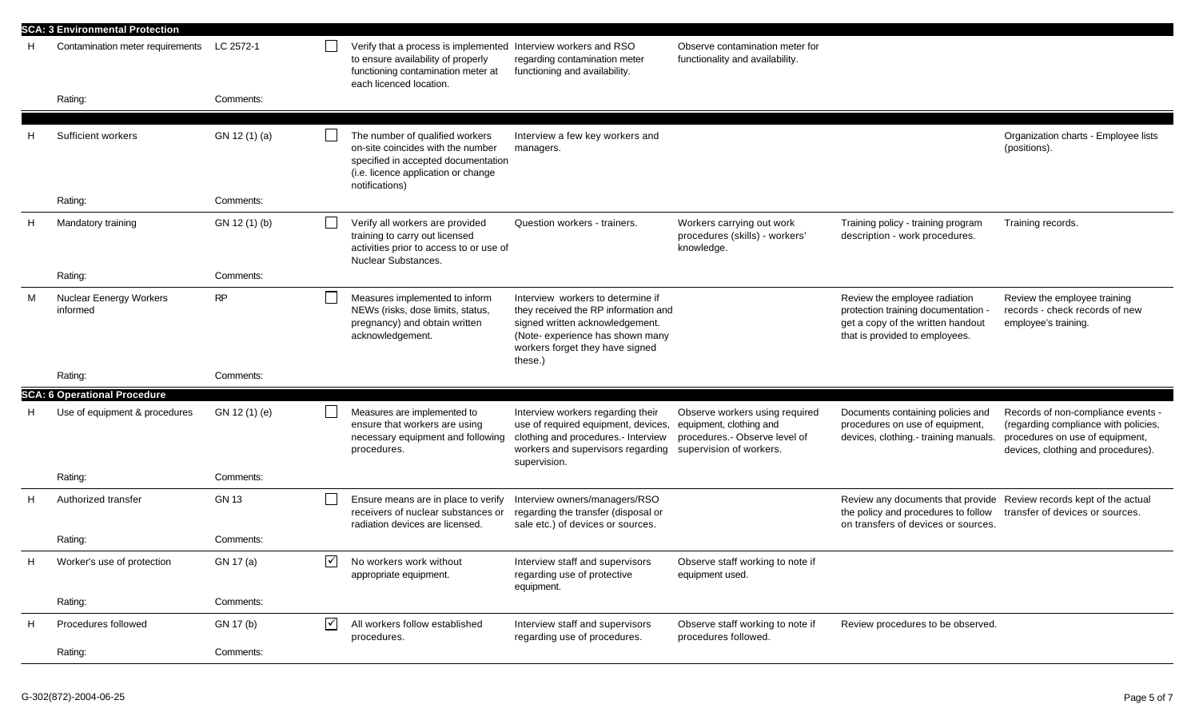| | | | | | | | | |
|---|---|---|---|---|---|---|---|---|
| **SCA: 3 Environmental Protection** | | | | | | | | |
| H | Contamination meter requirements | LC 2572-1 | ☐ | Verify that a process is implemented to ensure availability of properly functioning contamination meter at each licenced location. | Interview workers and RSO regarding contamination meter functioning and availability. | Observe contamination meter for functionality and availability. | | |
| | Rating: | Comments: | | | | | | |
| H | Sufficient workers | GN 12 (1) (a) | ☐ | The number of qualified workers on-site coincides with the number specified in accepted documentation (i.e. licence application or change notifications) | Interview a few key workers and managers. | | | Organization charts - Employee lists (positions). |
| | Rating: | Comments: | | | | | | |
| H | Mandatory training | GN 12 (1) (b) | ☐ | Verify all workers are provided training to carry out licensed activities prior to access to or use of Nuclear Substances. | Question workers - trainers. | Workers carrying out work procedures (skills) - workers' knowledge. | Training policy - training program description - work procedures. | Training records. |
| | Rating: | Comments: | | | | | | |
| M | Nuclear Eenergy Workers informed | RP | ☐ | Measures implemented to inform NEWs (risks, dose limits, status, pregnancy) and obtain written acknowledgement. | Interview workers to determine if they received the RP information and signed written acknowledgement. (Note- experience has shown many workers forget they have signed these.) | | Review the employee radiation protection training documentation - get a copy of the written handout that is provided to employees. | Review the employee training records - check records of new employee's training. |
| | Rating: | Comments: | | | | | | |
| **SCA: 6 Operational Procedure** | | | | | | | | |
| H | Use of equipment & procedures | GN 12 (1) (e) | ☐ | Measures are implemented to ensure that workers are using necessary equipment and following procedures. | Interview workers regarding their use of required equipment, devices, clothing and procedures.- Interview workers and supervisors regarding supervision. | Observe workers using required equipment, clothing and procedures.- Observe level of supervision of workers. | Documents containing policies and procedures on use of equipment, devices, clothing.- training manuals. | Records of non-compliance events - (regarding compliance with policies, procedures on use of equipment, devices, clothing and procedures). |
| | Rating: | Comments: | | | | | | |
| H | Authorized transfer | GN 13 | ☐ | Ensure means are in place to verify receivers of nuclear substances or radiation devices are licensed. | Interview owners/managers/RSO regarding the transfer (disposal or sale etc.) of devices or sources. | | Review any documents that provide the policy and procedures to follow on transfers of devices or sources. | Review records kept of the actual transfer of devices or sources. |
| | Rating: | Comments: | | | | | | |
| H | Worker's use of protection | GN 17 (a) | ☑ | No workers work without appropriate equipment. | Interview staff and supervisors regarding use of protective equipment. | Observe staff working to note if equipment used. | | |
| | Rating: | Comments: | | | | | | |
| H | Procedures followed | GN 17 (b) | ☑ | All workers follow established procedures. | Interview staff and supervisors regarding use of procedures. | Observe staff working to note if procedures followed. | Review procedures to be observed. | |
| | Rating: | Comments: | | | | | | |

G-302(872)-2004-06-25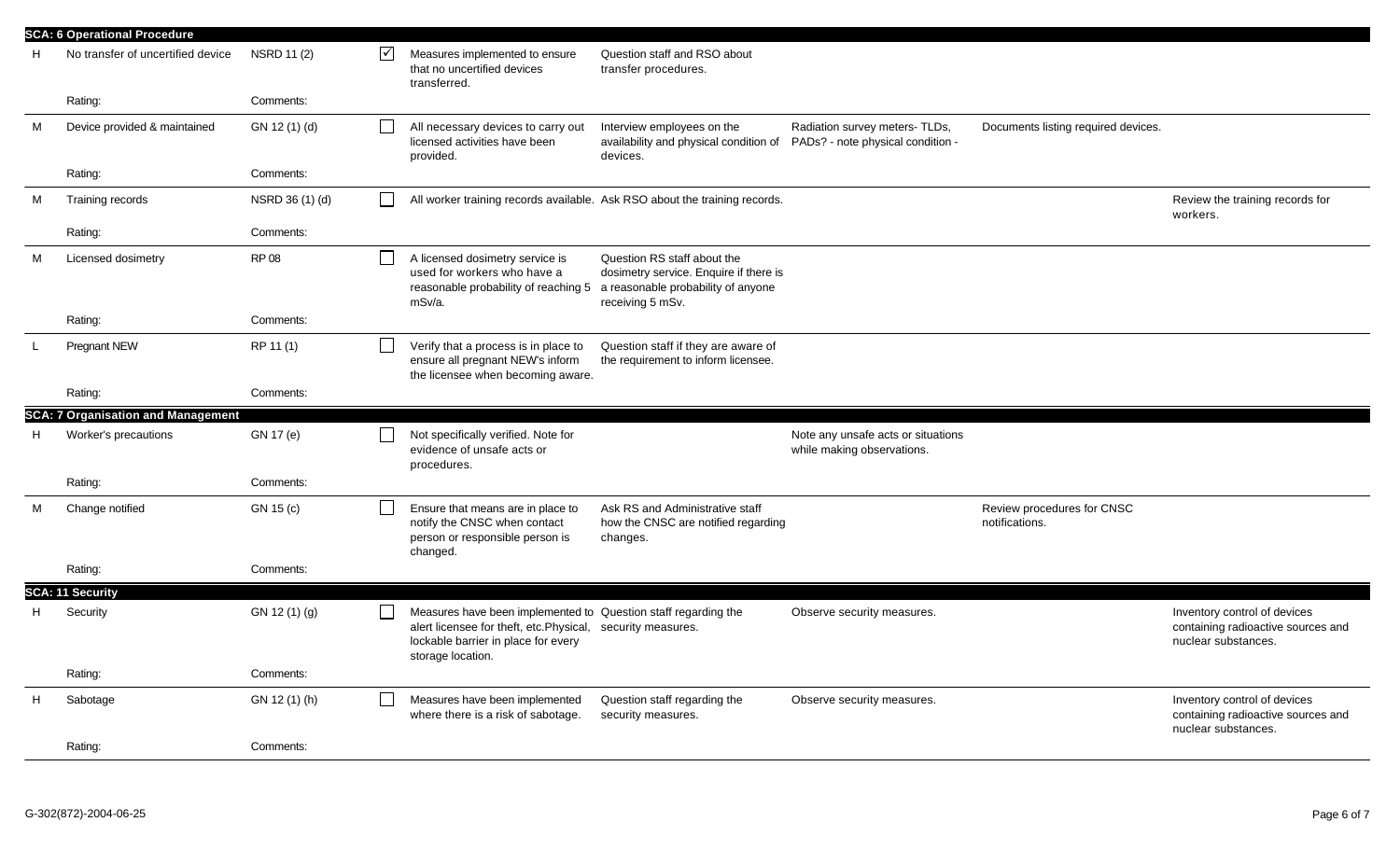| | | | | | | | | |
|---|---|---|---|---|---|---|---|---|
| **SCA: 6 Operational Procedure** | | | | | | | | |
| H | No transfer of uncertified device | NSRD 11 (2) | ☑ | Measures implemented to ensure that no uncertified devices transferred. | Question staff and RSO about transfer procedures. | | | |
| | Rating: | Comments: | | | | | | |
| M | Device provided & maintained | GN 12 (1) (d) | ☐ | All necessary devices to carry out licensed activities have been provided. | Interview employees on the availability and physical condition of devices. | Radiation survey meters- TLDs, PADs? - note physical condition - | Documents listing required devices. | |
| | Rating: | Comments: | | | | | | |
| M | Training records | NSRD 36 (1) (d) | ☐ | All worker training records available. | Ask RSO about the training records. | | | Review the training records for workers. |
| | Rating: | Comments: | | | | | | |
| M | Licensed dosimetry | RP 08 | ☐ | A licensed dosimetry service is used for workers who have a reasonable probability of reaching 5 mSv/a. | Question RS staff about the dosimetry service. Enquire if there is a reasonable probability of anyone receiving 5 mSv. | | | |
| | Rating: | Comments: | | | | | | |
| L | Pregnant NEW | RP 11 (1) | ☐ | Verify that a process is in place to ensure all pregnant NEW's inform the licensee when becoming aware. | Question staff if they are aware of the requirement to inform licensee. | | | |
| | Rating: | Comments: | | | | | | |
| **SCA: 7 Organisation and Management** | | | | | | | | |
| H | Worker's precautions | GN 17 (e) | ☐ | Not specifically verified. Note for evidence of unsafe acts or procedures. | | Note any unsafe acts or situations while making observations. | | |
| | Rating: | Comments: | | | | | | |
| M | Change notified | GN 15 (c) | ☐ | Ensure that means are in place to notify the CNSC when contact person or responsible person is changed. | Ask RS and Administrative staff how the CNSC are notified regarding changes. | | Review procedures for CNSC notifications. | |
| | Rating: | Comments: | | | | | | |
| **SCA: 11 Security** | | | | | | | | |
| H | Security | GN 12 (1) (g) | ☐ | Measures have been implemented to alert licensee for theft, etc.Physical, lockable barrier in place for every storage location. | Question staff regarding the security measures. | Observe security measures. | | Inventory control of devices containing radioactive sources and nuclear substances. |
| | Rating: | Comments: | | | | | | |
| H | Sabotage | GN 12 (1) (h) | ☐ | Measures have been implemented where there is a risk of sabotage. | Question staff regarding the security measures. | Observe security measures. | | Inventory control of devices containing radioactive sources and nuclear substances. |
| | Rating: | Comments: | | | | | | |

G-302(872)-2004-06-25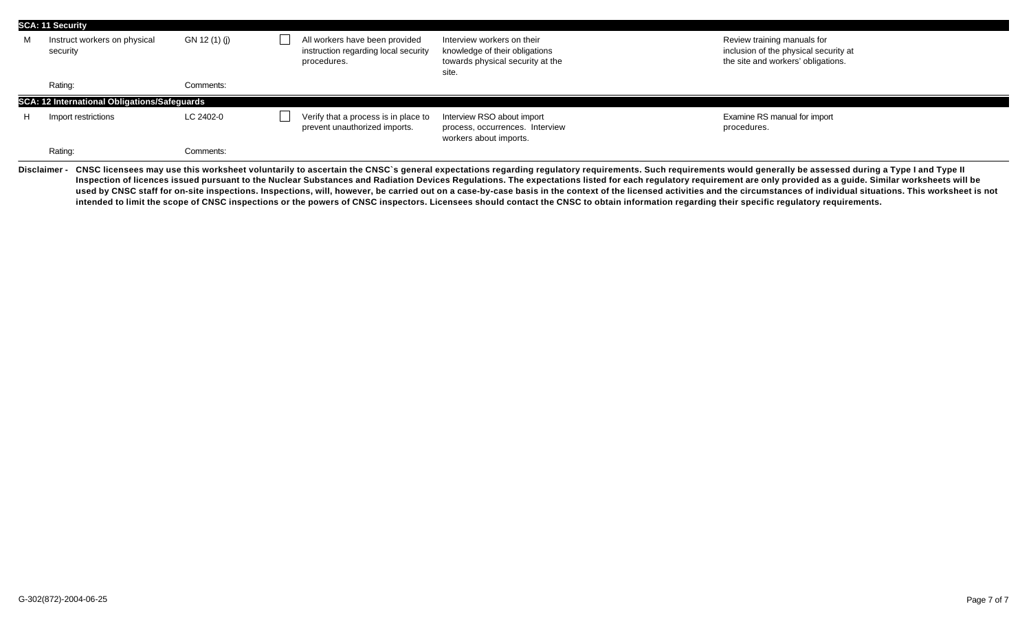| | | | | | | |
|---|---|---|---|---|---|---|
| **SCA: 11 Security** | | | | | | |
| M | Instruct workers on physical security | GN 12 (1) (j) | ☐ | All workers have been provided instruction regarding local security procedures. | Interview workers on their knowledge of their obligations towards physical security at the site. | Review training manuals for inclusion of the physical security at the site and workers' obligations. |
| | Rating: | Comments: | | | | |
| **SCA: 12 International Obligations/Safeguards** | | | | | | |
| H | Import restrictions | LC 2402-0 | ☐ | Verify that a process is in place to prevent unauthorized imports. | Interview RSO about import process, occurrences. Interview workers about imports. | Examine RS manual for import procedures. |
| | Rating: | Comments: | | | | |

**Disclaimer - CNSC licensees may use this worksheet voluntarily to ascertain the CNSC`s general expectations regarding regulatory requirements. Such requirements would generally be assessed during a Type I and Type II Inspection of licences issued pursuant to the Nuclear Substances and Radiation Devices Regulations. The expectations listed for each regulatory requirement are only provided as a guide. Similar worksheets will be used by CNSC staff for on-site inspections. Inspections, will, however, be carried out on a case-by-case basis in the context of the licensed activities and the circumstances of individual situations. This worksheet is not intended to limit the scope of CNSC inspections or the powers of CNSC inspectors. Licensees should contact the CNSC to obtain information regarding their specific regulatory requirements.**

G-302(872)-2004-06-25